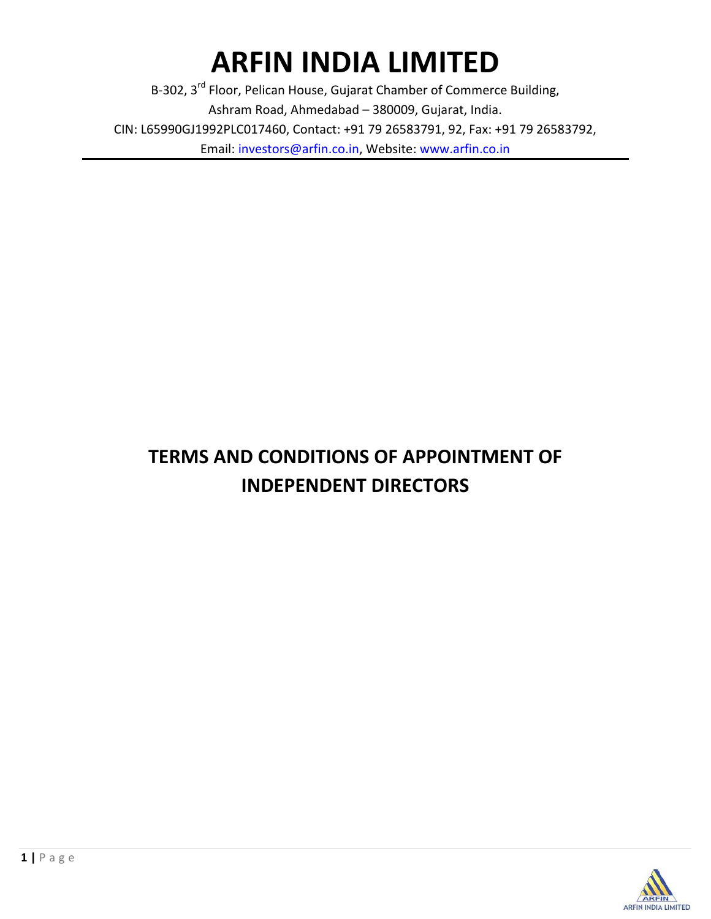# ARFIN INDIA LIMITED

B-302, 3rd Floor, Pelican House, Gujarat Chamber of Commerce Building,
Ashram Road, Ahmedabad – 380009, Gujarat, India.
CIN: L65990GJ1992PLC017460, Contact: +91 79 26583791, 92, Fax: +91 79 26583792,
Email: investors@arfin.co.in, Website: www.arfin.co.in

## TERMS AND CONDITIONS OF APPOINTMENT OF INDEPENDENT DIRECTORS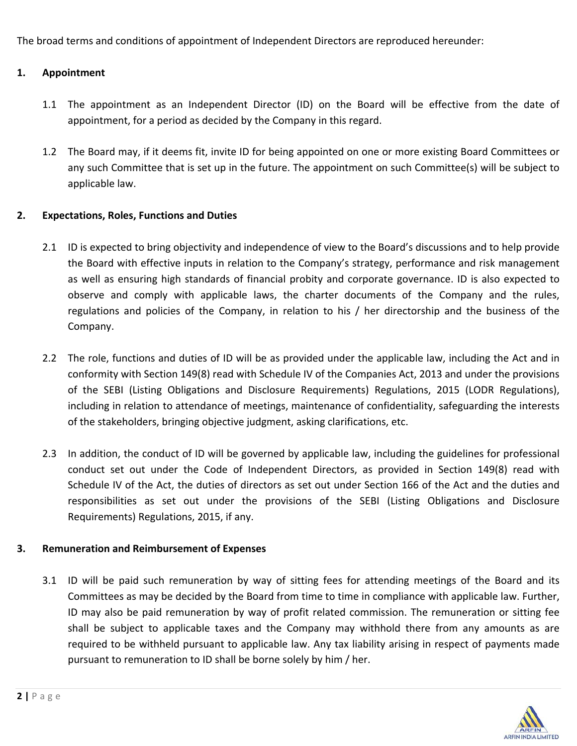The broad terms and conditions of appointment of Independent Directors are reproduced hereunder:

## 1. Appointment

1.1 The appointment as an Independent Director (ID) on the Board will be effective from the date of appointment, for a period as decided by the Company in this regard.

1.2 The Board may, if it deems fit, invite ID for being appointed on one or more existing Board Committees or any such Committee that is set up in the future. The appointment on such Committee(s) will be subject to applicable law.

## 2. Expectations, Roles, Functions and Duties

2.1 ID is expected to bring objectivity and independence of view to the Board's discussions and to help provide the Board with effective inputs in relation to the Company's strategy, performance and risk management as well as ensuring high standards of financial probity and corporate governance. ID is also expected to observe and comply with applicable laws, the charter documents of the Company and the rules, regulations and policies of the Company, in relation to his / her directorship and the business of the Company.

2.2 The role, functions and duties of ID will be as provided under the applicable law, including the Act and in conformity with Section 149(8) read with Schedule IV of the Companies Act, 2013 and under the provisions of the SEBI (Listing Obligations and Disclosure Requirements) Regulations, 2015 (LODR Regulations), including in relation to attendance of meetings, maintenance of confidentiality, safeguarding the interests of the stakeholders, bringing objective judgment, asking clarifications, etc.

2.3 In addition, the conduct of ID will be governed by applicable law, including the guidelines for professional conduct set out under the Code of Independent Directors, as provided in Section 149(8) read with Schedule IV of the Act, the duties of directors as set out under Section 166 of the Act and the duties and responsibilities as set out under the provisions of the SEBI (Listing Obligations and Disclosure Requirements) Regulations, 2015, if any.

## 3. Remuneration and Reimbursement of Expenses

3.1 ID will be paid such remuneration by way of sitting fees for attending meetings of the Board and its Committees as may be decided by the Board from time to time in compliance with applicable law. Further, ID may also be paid remuneration by way of profit related commission. The remuneration or sitting fee shall be subject to applicable taxes and the Company may withhold there from any amounts as are required to be withheld pursuant to applicable law. Any tax liability arising in respect of payments made pursuant to remuneration to ID shall be borne solely by him / her.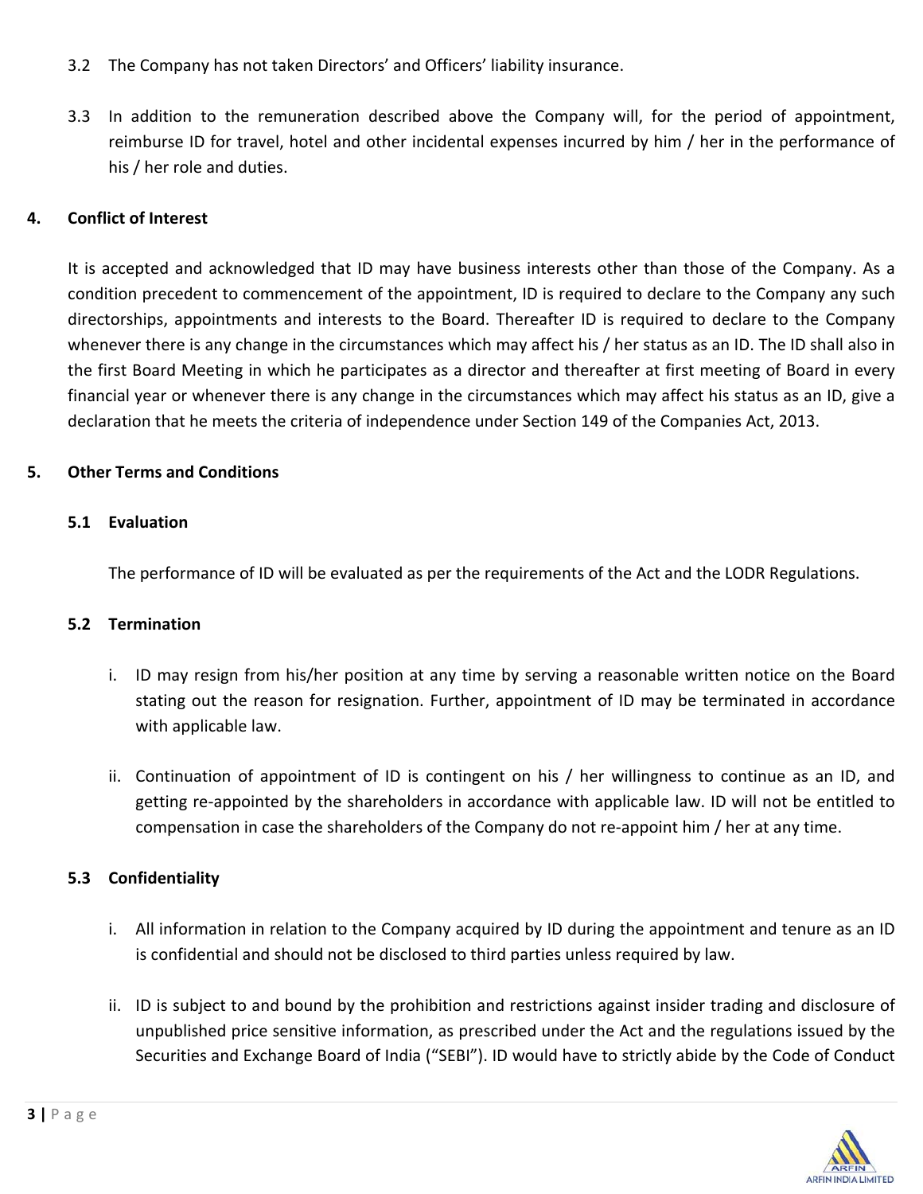3.2 The Company has not taken Directors' and Officers' liability insurance.

3.3 In addition to the remuneration described above the Company will, for the period of appointment, reimburse ID for travel, hotel and other incidental expenses incurred by him / her in the performance of his / her role and duties.

## 4. Conflict of Interest

It is accepted and acknowledged that ID may have business interests other than those of the Company. As a condition precedent to commencement of the appointment, ID is required to declare to the Company any such directorships, appointments and interests to the Board. Thereafter ID is required to declare to the Company whenever there is any change in the circumstances which may affect his / her status as an ID. The ID shall also in the first Board Meeting in which he participates as a director and thereafter at first meeting of Board in every financial year or whenever there is any change in the circumstances which may affect his status as an ID, give a declaration that he meets the criteria of independence under Section 149 of the Companies Act, 2013.

## 5. Other Terms and Conditions

### 5.1 Evaluation

The performance of ID will be evaluated as per the requirements of the Act and the LODR Regulations.

### 5.2 Termination

i. ID may resign from his/her position at any time by serving a reasonable written notice on the Board stating out the reason for resignation. Further, appointment of ID may be terminated in accordance with applicable law.

ii. Continuation of appointment of ID is contingent on his / her willingness to continue as an ID, and getting re-appointed by the shareholders in accordance with applicable law. ID will not be entitled to compensation in case the shareholders of the Company do not re-appoint him / her at any time.

### 5.3 Confidentiality

i. All information in relation to the Company acquired by ID during the appointment and tenure as an ID is confidential and should not be disclosed to third parties unless required by law.

ii. ID is subject to and bound by the prohibition and restrictions against insider trading and disclosure of unpublished price sensitive information, as prescribed under the Act and the regulations issued by the Securities and Exchange Board of India ("SEBI"). ID would have to strictly abide by the Code of Conduct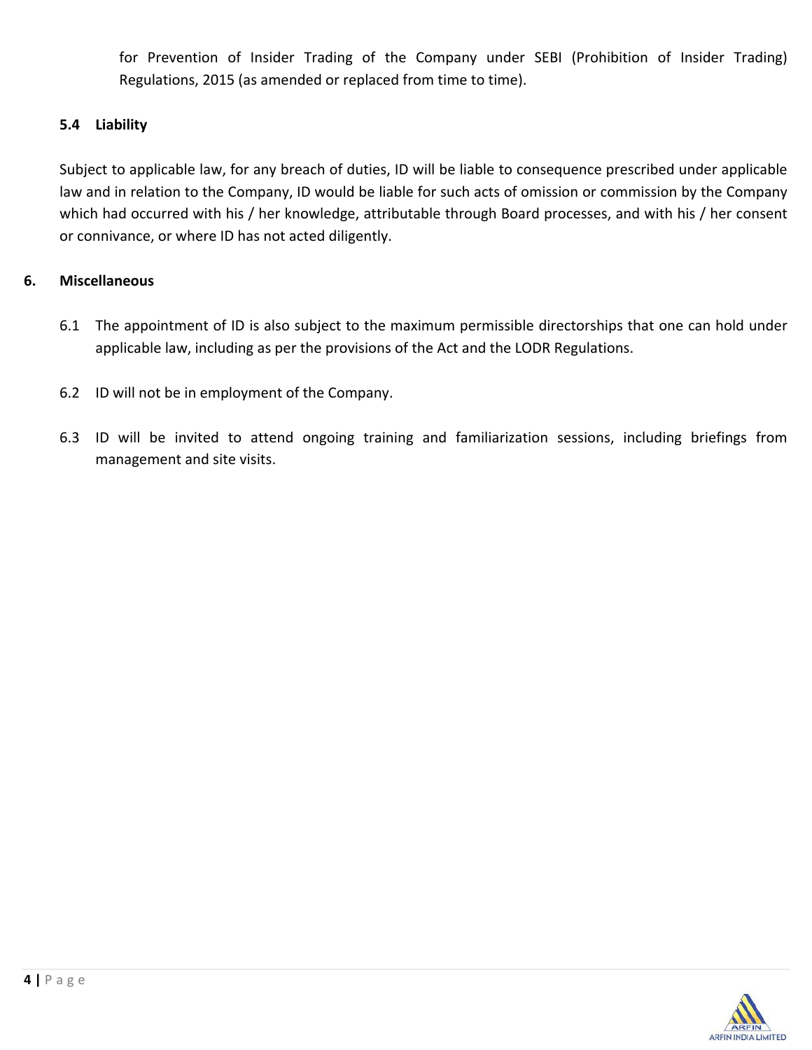for Prevention of Insider Trading of the Company under SEBI (Prohibition of Insider Trading) Regulations, 2015 (as amended or replaced from time to time).

### 5.4 Liability

Subject to applicable law, for any breach of duties, ID will be liable to consequence prescribed under applicable law and in relation to the Company, ID would be liable for such acts of omission or commission by the Company which had occurred with his / her knowledge, attributable through Board processes, and with his / her consent or connivance, or where ID has not acted diligently.

## 6. Miscellaneous

6.1 The appointment of ID is also subject to the maximum permissible directorships that one can hold under applicable law, including as per the provisions of the Act and the LODR Regulations.

6.2 ID will not be in employment of the Company.

6.3 ID will be invited to attend ongoing training and familiarization sessions, including briefings from management and site visits.